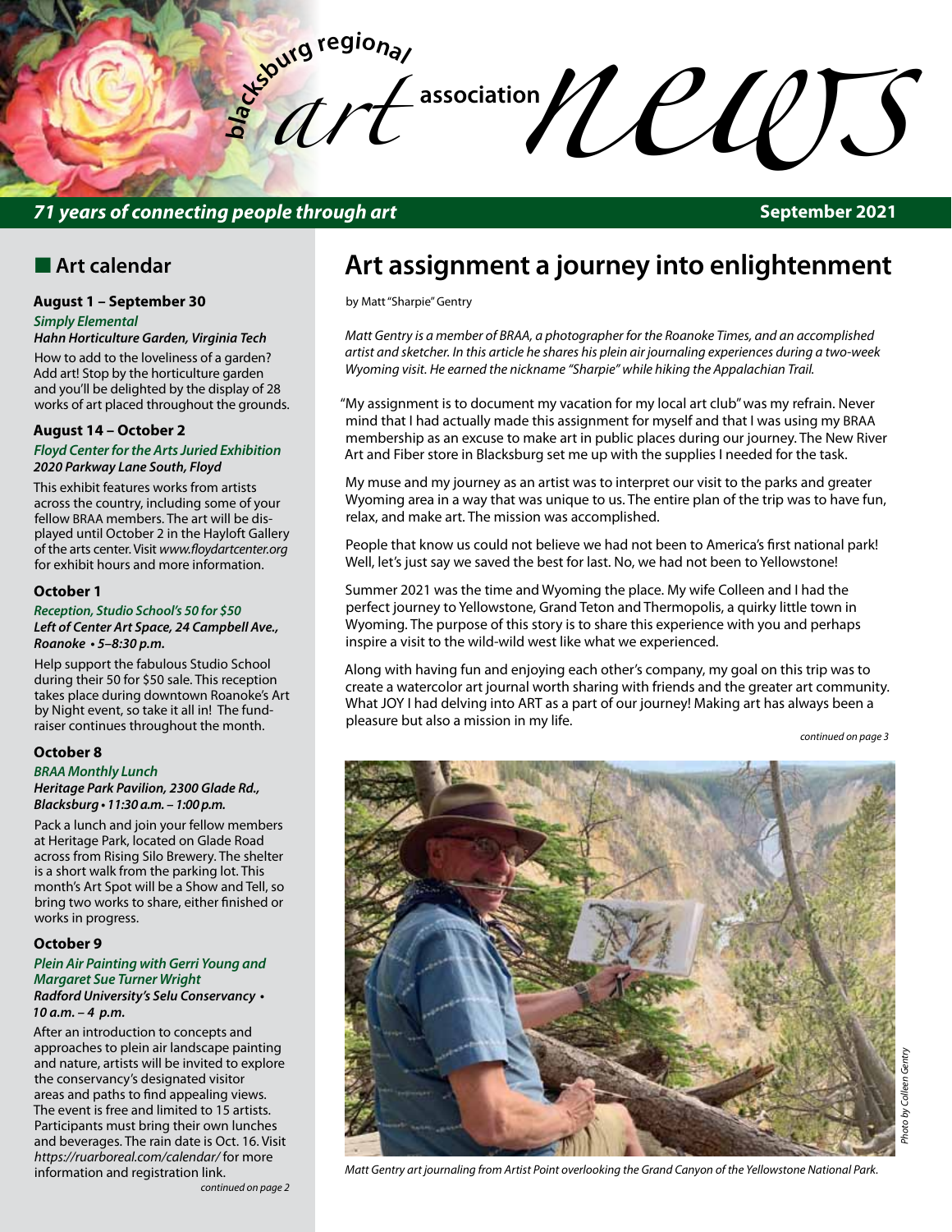# blacksburg regional art association news

*71 years of connecting people through art*

**September 2021**

## Art calendar

### August 1 – September 30

***Simply Elemental***
***Hahn Horticulture Garden, Virginia Tech***

How to add to the loveliness of a garden? Add art! Stop by the horticulture garden and you'll be delighted by the display of 28 works of art placed throughout the grounds.

### August 14 – October 2

***Floyd Center for the Arts Juried Exhibition***
***2020 Parkway Lane South, Floyd***

This exhibit features works from artists across the country, including some of your fellow BRAA members. The art will be displayed until October 2 in the Hayloft Gallery of the arts center. Visit *www.floydartcenter.org* for exhibit hours and more information.

### October 1

***Reception, Studio School's 50 for $50***
***Left of Center Art Space, 24 Campbell Ave., Roanoke • 5–8:30 p.m.***

Help support the fabulous Studio School during their 50 for $50 sale. This reception takes place during downtown Roanoke's Art by Night event, so take it all in! The fundraiser continues throughout the month.

### October 8

***BRAA Monthly Lunch***
***Heritage Park Pavilion, 2300 Glade Rd., Blacksburg • 11:30 a.m. – 1:00 p.m.***

Pack a lunch and join your fellow members at Heritage Park, located on Glade Road across from Rising Silo Brewery. The shelter is a short walk from the parking lot. This month's Art Spot will be a Show and Tell, so bring two works to share, either finished or works in progress.

### October 9

***Plein Air Painting with Gerri Young and Margaret Sue Turner Wright***
***Radford University's Selu Conservancy • 10 a.m. – 4 p.m.***

After an introduction to concepts and approaches to plein air landscape painting and nature, artists will be invited to explore the conservancy's designated visitor areas and paths to find appealing views. The event is free and limited to 15 artists. Participants must bring their own lunches and beverages. The rain date is Oct. 16. Visit *https://ruarboreal.com/calendar/* for more information and registration link.

*continued on page 2*

# Art assignment a journey into enlightenment

by Matt "Sharpie" Gentry

*Matt Gentry is a member of BRAA, a photographer for the Roanoke Times, and an accomplished artist and sketcher. In this article he shares his plein air journaling experiences during a two-week Wyoming visit. He earned the nickname "Sharpie" while hiking the Appalachian Trail.*

"My assignment is to document my vacation for my local art club" was my refrain. Never mind that I had actually made this assignment for myself and that I was using my BRAA membership as an excuse to make art in public places during our journey. The New River Art and Fiber store in Blacksburg set me up with the supplies I needed for the task.

My muse and my journey as an artist was to interpret our visit to the parks and greater Wyoming area in a way that was unique to us. The entire plan of the trip was to have fun, relax, and make art. The mission was accomplished.

People that know us could not believe we had not been to America's first national park! Well, let's just say we saved the best for last. No, we had not been to Yellowstone!

Summer 2021 was the time and Wyoming the place. My wife Colleen and I had the perfect journey to Yellowstone, Grand Teton and Thermopolis, a quirky little town in Wyoming. The purpose of this story is to share this experience with you and perhaps inspire a visit to the wild-wild west like what we experienced.

Along with having fun and enjoying each other's company, my goal on this trip was to create a watercolor art journal worth sharing with friends and the greater art community. What JOY I had delving into ART as a part of our journey! Making art has always been a pleasure but also a mission in my life.

*continued on page 3*

*Photo by Colleen Gentry*

*Matt Gentry art journaling from Artist Point overlooking the Grand Canyon of the Yellowstone National Park.*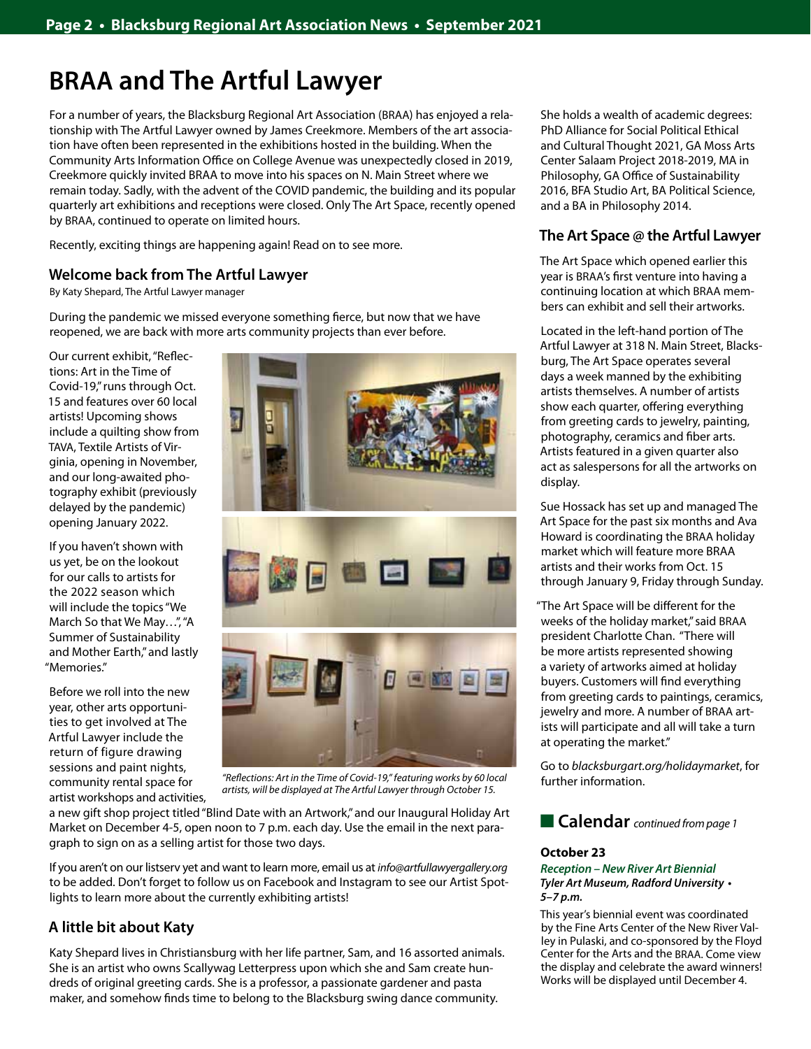# BRAA and The Artful Lawyer

For a number of years, the Blacksburg Regional Art Association (BRAA) has enjoyed a relationship with The Artful Lawyer owned by James Creekmore. Members of the art association have often been represented in the exhibitions hosted in the building. When the Community Arts Information Office on College Avenue was unexpectedly closed in 2019, Creekmore quickly invited BRAA to move into his spaces on N. Main Street where we remain today. Sadly, with the advent of the COVID pandemic, the building and its popular quarterly art exhibitions and receptions were closed. Only The Art Space, recently opened by BRAA, continued to operate on limited hours.

Recently, exciting things are happening again! Read on to see more.

## Welcome back from The Artful Lawyer

By Katy Shepard, The Artful Lawyer manager

During the pandemic we missed everyone something fierce, but now that we have reopened, we are back with more arts community projects than ever before.

Our current exhibit, "Reflections: Art in the Time of Covid-19," runs through Oct. 15 and features over 60 local artists! Upcoming shows include a quilting show from TAVA, Textile Artists of Virginia, opening in November, and our long-awaited photography exhibit (previously delayed by the pandemic) opening January 2022.

If you haven't shown with us yet, be on the lookout for our calls to artists for the 2022 season which will include the topics "We March So that We May…", "A Summer of Sustainability and Mother Earth," and lastly "Memories."

Before we roll into the new year, other arts opportunities to get involved at The Artful Lawyer include the return of figure drawing sessions and paint nights, community rental space for artist workshops and activities, a new gift shop project titled "Blind Date with an Artwork," and our Inaugural Holiday Art Market on December 4-5, open noon to 7 p.m. each day. Use the email in the next paragraph to sign on as a selling artist for those two days.

*"Reflections: Art in the Time of Covid-19," featuring works by 60 local artists, will be displayed at The Artful Lawyer through October 15.*

If you aren't on our listserv yet and want to learn more, email us at *info@artfullawyergallery.org* to be added. Don't forget to follow us on Facebook and Instagram to see our Artist Spotlights to learn more about the currently exhibiting artists!

## A little bit about Katy

Katy Shepard lives in Christiansburg with her life partner, Sam, and 16 assorted animals. She is an artist who owns Scallywag Letterpress upon which she and Sam create hundreds of original greeting cards. She is a professor, a passionate gardener and pasta maker, and somehow finds time to belong to the Blacksburg swing dance community.

She holds a wealth of academic degrees: PhD Alliance for Social Political Ethical and Cultural Thought 2021, GA Moss Arts Center Salaam Project 2018-2019, MA in Philosophy, GA Office of Sustainability 2016, BFA Studio Art, BA Political Science, and a BA in Philosophy 2014.

## The Art Space @ the Artful Lawyer

The Art Space which opened earlier this year is BRAA's first venture into having a continuing location at which BRAA members can exhibit and sell their artworks.

Located in the left-hand portion of The Artful Lawyer at 318 N. Main Street, Blacksburg, The Art Space operates several days a week manned by the exhibiting artists themselves. A number of artists show each quarter, offering everything from greeting cards to jewelry, painting, photography, ceramics and fiber arts. Artists featured in a given quarter also act as salespersons for all the artworks on display.

Sue Hossack has set up and managed The Art Space for the past six months and Ava Howard is coordinating the BRAA holiday market which will feature more BRAA artists and their works from Oct. 15 through January 9, Friday through Sunday.

"The Art Space will be different for the weeks of the holiday market," said BRAA president Charlotte Chan. "There will be more artists represented showing a variety of artworks aimed at holiday buyers. Customers will find everything from greeting cards to paintings, ceramics, jewelry and more. A number of BRAA artists will participate and all will take a turn at operating the market."

Go to *blacksburgart.org/holidaymarket*, for further information.

## Calendar *continued from page 1*

**October 23**

***Reception – New River Art Biennial***
***Tyler Art Museum, Radford University • 5–7 p.m.***

This year's biennial event was coordinated by the Fine Arts Center of the New River Valley in Pulaski, and co-sponsored by the Floyd Center for the Arts and the BRAA. Come view the display and celebrate the award winners! Works will be displayed until December 4.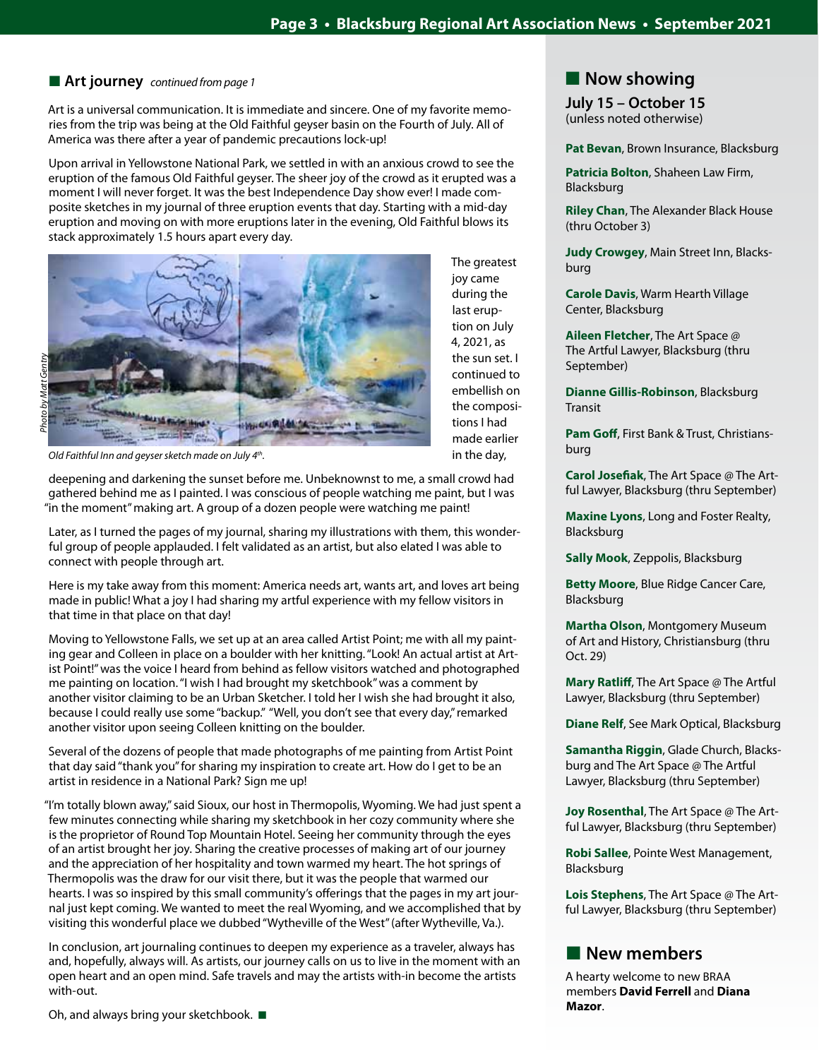## Art journey *continued from page 1*

Art is a universal communication. It is immediate and sincere. One of my favorite memories from the trip was being at the Old Faithful geyser basin on the Fourth of July. All of America was there after a year of pandemic precautions lock-up!

Upon arrival in Yellowstone National Park, we settled in with an anxious crowd to see the eruption of the famous Old Faithful geyser. The sheer joy of the crowd as it erupted was a moment I will never forget. It was the best Independence Day show ever! I made composite sketches in my journal of three eruption events that day. Starting with a mid-day eruption and moving on with more eruptions later in the evening, Old Faithful blows its stack approximately 1.5 hours apart every day.

*Photo by Matt Gentry*

*Old Faithful Inn and geyser sketch made on July 4th.*

The greatest joy came during the last eruption on July 4, 2021, as the sun set. I continued to embellish on the compositions I had made earlier in the day, deepening and darkening the sunset before me. Unbeknownst to me, a small crowd had gathered behind me as I painted. I was conscious of people watching me paint, but I was "in the moment" making art. A group of a dozen people were watching me paint!

Later, as I turned the pages of my journal, sharing my illustrations with them, this wonderful group of people applauded. I felt validated as an artist, but also elated I was able to connect with people through art.

Here is my take away from this moment: America needs art, wants art, and loves art being made in public! What a joy I had sharing my artful experience with my fellow visitors in that time in that place on that day!

Moving to Yellowstone Falls, we set up at an area called Artist Point; me with all my painting gear and Colleen in place on a boulder with her knitting. "Look! An actual artist at Artist Point!" was the voice I heard from behind as fellow visitors watched and photographed me painting on location. "I wish I had brought my sketchbook" was a comment by another visitor claiming to be an Urban Sketcher. I told her I wish she had brought it also, because I could really use some "backup." "Well, you don't see that every day," remarked another visitor upon seeing Colleen knitting on the boulder.

Several of the dozens of people that made photographs of me painting from Artist Point that day said "thank you" for sharing my inspiration to create art. How do I get to be an artist in residence in a National Park? Sign me up!

"I'm totally blown away," said Sioux, our host in Thermopolis, Wyoming. We had just spent a few minutes connecting while sharing my sketchbook in her cozy community where she is the proprietor of Round Top Mountain Hotel. Seeing her community through the eyes of an artist brought her joy. Sharing the creative processes of making art of our journey and the appreciation of her hospitality and town warmed my heart. The hot springs of Thermopolis was the draw for our visit there, but it was the people that warmed our hearts. I was so inspired by this small community's offerings that the pages in my art journal just kept coming. We wanted to meet the real Wyoming, and we accomplished that by visiting this wonderful place we dubbed "Wytheville of the West" (after Wytheville, Va.).

In conclusion, art journaling continues to deepen my experience as a traveler, always has and, hopefully, always will. As artists, our journey calls on us to live in the moment with an open heart and an open mind. Safe travels and may the artists with-in become the artists with-out.

Oh, and always bring your sketchbook. ■

## Now showing

**July 15 – October 15**
(unless noted otherwise)

**Pat Bevan**, Brown Insurance, Blacksburg

**Patricia Bolton**, Shaheen Law Firm, Blacksburg

**Riley Chan**, The Alexander Black House (thru October 3)

**Judy Crowgey**, Main Street Inn, Blacksburg

**Carole Davis**, Warm Hearth Village Center, Blacksburg

**Aileen Fletcher**, The Art Space @ The Artful Lawyer, Blacksburg (thru September)

**Dianne Gillis-Robinson**, Blacksburg Transit

**Pam Goff**, First Bank & Trust, Christiansburg

**Carol Josefiak**, The Art Space @ The Artful Lawyer, Blacksburg (thru September)

**Maxine Lyons**, Long and Foster Realty, Blacksburg

**Sally Mook**, Zeppolis, Blacksburg

**Betty Moore**, Blue Ridge Cancer Care, Blacksburg

**Martha Olson**, Montgomery Museum of Art and History, Christiansburg (thru Oct. 29)

**Mary Ratliff**, The Art Space @ The Artful Lawyer, Blacksburg (thru September)

**Diane Relf**, See Mark Optical, Blacksburg

**Samantha Riggin**, Glade Church, Blacksburg and The Art Space @ The Artful Lawyer, Blacksburg (thru September)

**Joy Rosenthal**, The Art Space @ The Artful Lawyer, Blacksburg (thru September)

**Robi Sallee**, Pointe West Management, Blacksburg

**Lois Stephens**, The Art Space @ The Artful Lawyer, Blacksburg (thru September)

## New members

A hearty welcome to new BRAA members **David Ferrell** and **Diana Mazor**.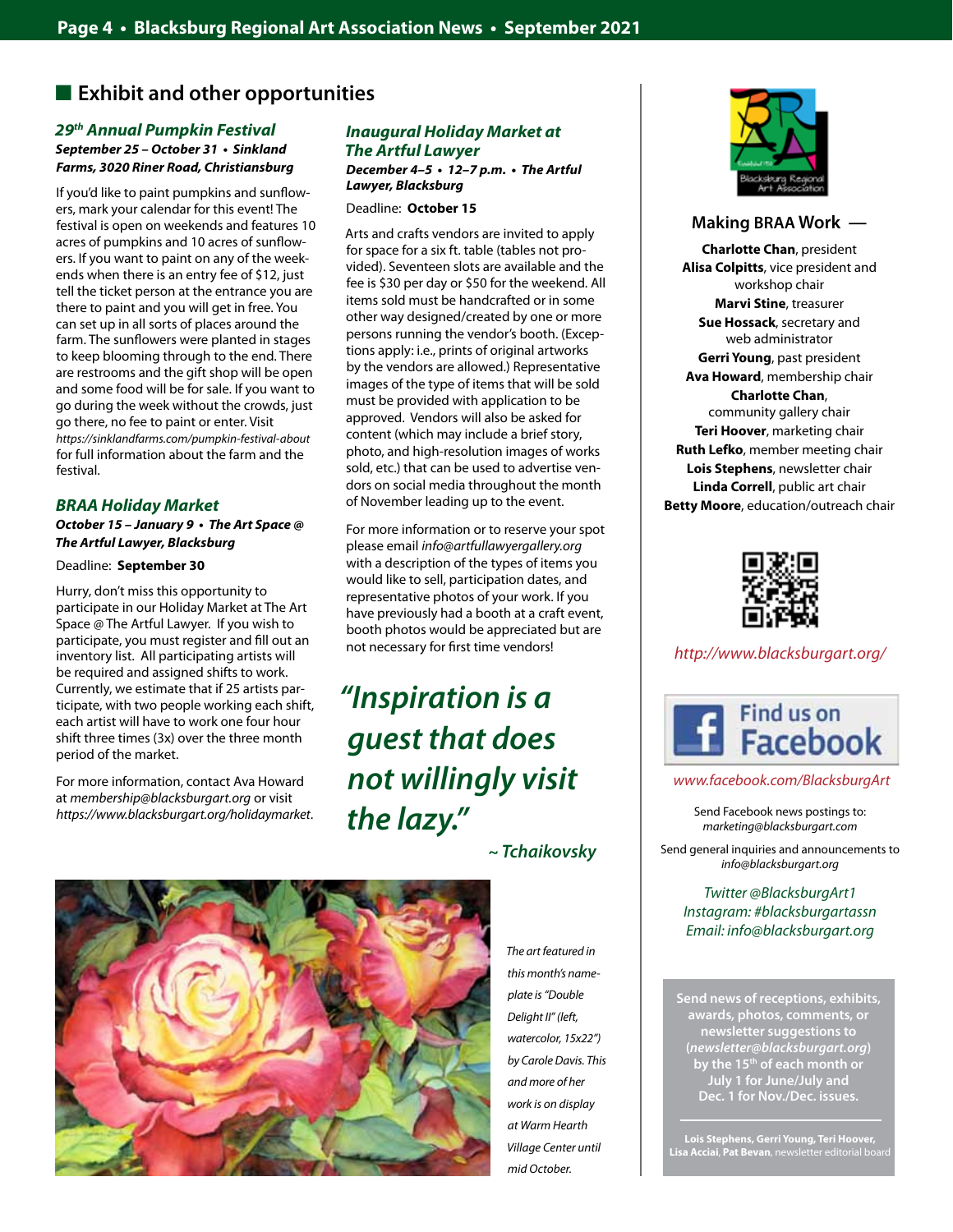## Exhibit and other opportunities

### 29th Annual Pumpkin Festival

***September 25 – October 31 • Sinkland Farms, 3020 Riner Road, Christiansburg***

If you'd like to paint pumpkins and sunflowers, mark your calendar for this event! The festival is open on weekends and features 10 acres of pumpkins and 10 acres of sunflowers. If you want to paint on any of the weekends when there is an entry fee of $12, just tell the ticket person at the entrance you are there to paint and you will get in free. You can set up in all sorts of places around the farm. The sunflowers were planted in stages to keep blooming through to the end. There are restrooms and the gift shop will be open and some food will be for sale. If you want to go during the week without the crowds, just go there, no fee to paint or enter. Visit *https://sinklandfarms.com/pumpkin-festival-about* for full information about the farm and the festival.

### BRAA Holiday Market

***October 15 – January 9 • The Art Space @ The Artful Lawyer, Blacksburg***

Deadline: **September 30**

Hurry, don't miss this opportunity to participate in our Holiday Market at The Art Space @ The Artful Lawyer. If you wish to participate, you must register and fill out an inventory list. All participating artists will be required and assigned shifts to work. Currently, we estimate that if 25 artists participate, with two people working each shift, each artist will have to work one four hour shift three times (3x) over the three month period of the market.

For more information, contact Ava Howard at *membership@blacksburgart.org* or visit *https://www.blacksburgart.org/holidaymarket*.

### Inaugural Holiday Market at The Artful Lawyer

***December 4–5 • 12–7 p.m. • The Artful Lawyer, Blacksburg***

Deadline: **October 15**

Arts and crafts vendors are invited to apply for space for a six ft. table (tables not provided). Seventeen slots are available and the fee is $30 per day or $50 for the weekend. All items sold must be handcrafted or in some other way designed/created by one or more persons running the vendor's booth. (Exceptions apply: i.e., prints of original artworks by the vendors are allowed.) Representative images of the type of items that will be sold must be provided with application to be approved. Vendors will also be asked for content (which may include a brief story, photo, and high-resolution images of works sold, etc.) that can be used to advertise vendors on social media throughout the month of November leading up to the event.

For more information or to reserve your spot please email *info@artfullawyergallery.org* with a description of the types of items you would like to sell, participation dates, and representative photos of your work. If you have previously had a booth at a craft event, booth photos would be appreciated but are not necessary for first time vendors!

> ***"Inspiration is a guest that does not willingly visit the lazy."***
>
> ***~ Tchaikovsky***

*The art featured in this month's nameplate is "Double Delight II" (left, watercolor, 15x22") by Carole Davis. This and more of her work is on display at Warm Hearth Village Center until mid October.*

### Making BRAA Work —

**Charlotte Chan**, president
**Alisa Colpitts**, vice president and workshop chair
**Marvi Stine**, treasurer
**Sue Hossack**, secretary and web administrator
**Gerri Young**, past president
**Ava Howard**, membership chair
**Charlotte Chan**, community gallery chair
**Teri Hoover**, marketing chair
**Ruth Lefko**, member meeting chair
**Lois Stephens**, newsletter chair
**Linda Correll**, public art chair
**Betty Moore**, education/outreach chair

*http://www.blacksburgart.org/*

Find us on Facebook

*www.facebook.com/BlacksburgArt*

Send Facebook news postings to: *marketing@blacksburgart.com*

Send general inquiries and announcements to *info@blacksburgart.org*

*Twitter @BlacksburgArt1*
*Instagram: #blacksburgartassn*
*Email: info@blacksburgart.org*

**Send news of receptions, exhibits, awards, photos, comments, or newsletter suggestions to (*newsletter@blacksburgart.org*) by the 15th of each month or July 1 for June/July and Dec. 1 for Nov./Dec. issues.**

**Lois Stephens, Gerri Young, Teri Hoover, Lisa Acciai, Pat Bevan**, newsletter editorial board